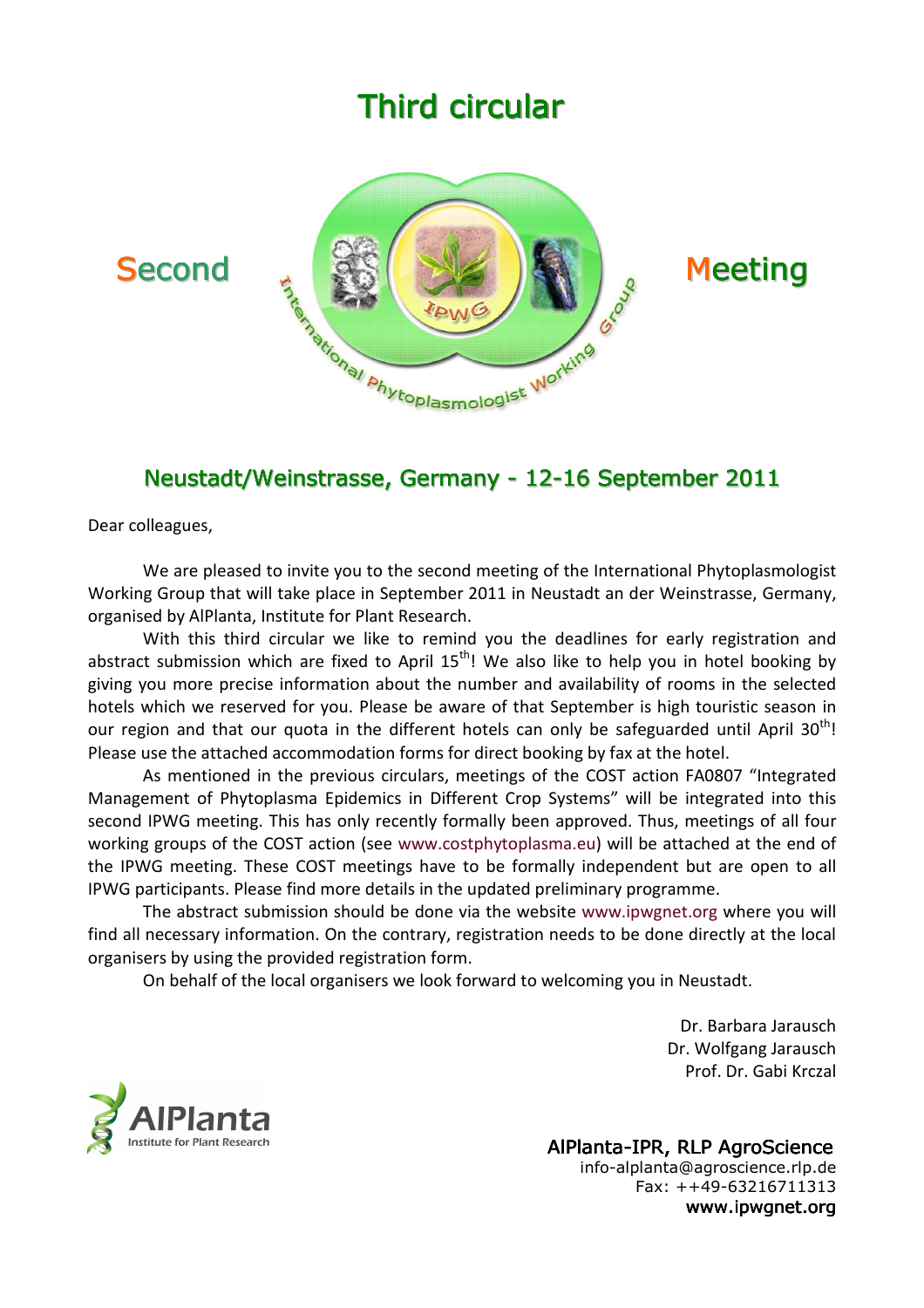# Third circular

Second **International Phytoplasmologist Working Group** Meeting

IPWG

## Neustadt/Weinstrasse, Germany - 12-16 September 2011

Dear colleagues,

We are pleased to invite you to the second meeting of the International Phytoplasmologist Working Group that will take place in September 2011 in Neustadt an der Weinstrasse, Germany, organised by AlPlanta, Institute for Plant Research.

With this third circular we like to remind you the deadlines for early registration and abstract submission which are fixed to April 15th! We also like to help you in hotel booking by giving you more precise information about the number and availability of rooms in the selected hotels which we reserved for you. Please be aware of that September is high touristic season in our region and that our quota in the different hotels can only be safeguarded until April 30th! Please use the attached accommodation forms for direct booking by fax at the hotel.

As mentioned in the previous circulars, meetings of the COST action FA0807 "Integrated Management of Phytoplasma Epidemics in Different Crop Systems" will be integrated into this second IPWG meeting. This has only recently formally been approved. Thus, meetings of all four working groups of the COST action (see www.costphytoplasma.eu) will be attached at the end of the IPWG meeting. These COST meetings have to be formally independent but are open to all IPWG participants. Please find more details in the updated preliminary programme.

The abstract submission should be done via the website www.ipwgnet.org where you will find all necessary information. On the contrary, registration needs to be done directly at the local organisers by using the provided registration form.

On behalf of the local organisers we look forward to welcoming you in Neustadt.

Dr. Barbara Jarausch
Dr. Wolfgang Jarausch
Prof. Dr. Gabi Krczal

AlPlanta
Institute for Plant Research

**AlPlanta-IPR, RLP AgroScience**
info-alplanta@agroscience.rlp.de
Fax: ++49-63216711313
**www.ipwgnet.org**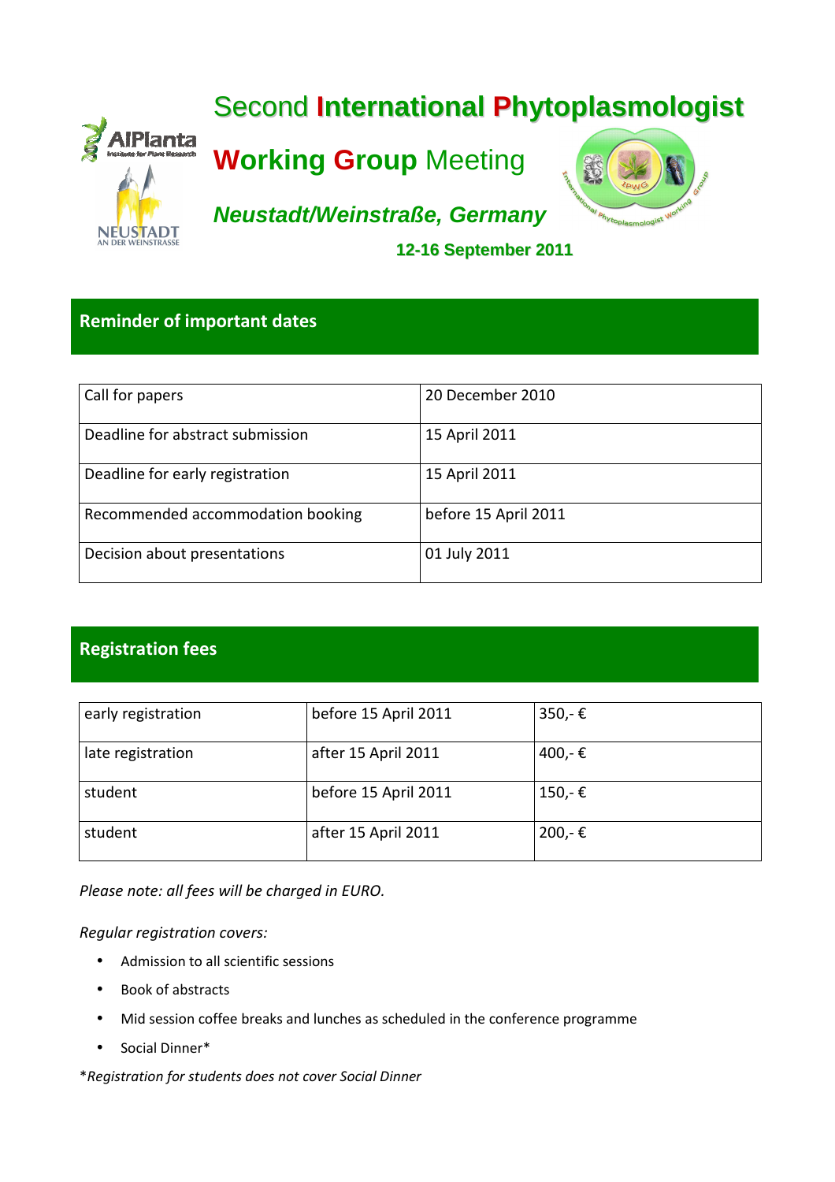# Second International Phytoplasmologist Working Group Meeting

### *Neustadt/Weinstraße, Germany*

**12-16 September 2011**

## Reminder of important dates

| Call for papers | 20 December 2010 |
|---|---|
| Deadline for abstract submission | 15 April 2011 |
| Deadline for early registration | 15 April 2011 |
| Recommended accommodation booking | before 15 April 2011 |
| Decision about presentations | 01 July 2011 |

## Registration fees

| early registration | before 15 April 2011 | 350,- € |
|---|---|---|
| late registration | after 15 April 2011 | 400,- € |
| student | before 15 April 2011 | 150,- € |
| student | after 15 April 2011 | 200,- € |

*Please note: all fees will be charged in EURO.*

*Regular registration covers:*

- Admission to all scientific sessions
- Book of abstracts
- Mid session coffee breaks and lunches as scheduled in the conference programme
- Social Dinner*

**Registration for students does not cover Social Dinner*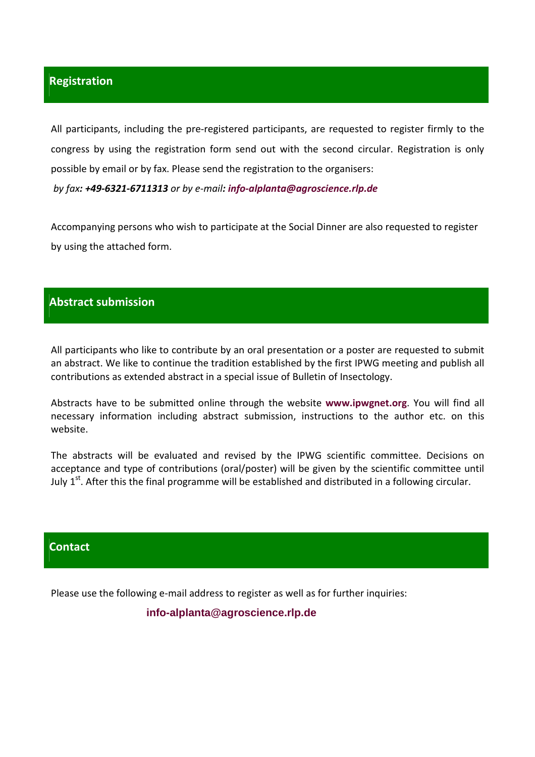## Registration

All participants, including the pre-registered participants, are requested to register firmly to the congress by using the registration form send out with the second circular. Registration is only possible by email or by fax. Please send the registration to the organisers:

*by fax: **+49-6321-6711313** or by e-mail: **info-alplanta@agroscience.rlp.de***

Accompanying persons who wish to participate at the Social Dinner are also requested to register by using the attached form.

## Abstract submission

All participants who like to contribute by an oral presentation or a poster are requested to submit an abstract. We like to continue the tradition established by the first IPWG meeting and publish all contributions as extended abstract in a special issue of Bulletin of Insectology.

Abstracts have to be submitted online through the website **www.ipwgnet.org**. You will find all necessary information including abstract submission, instructions to the author etc. on this website.

The abstracts will be evaluated and revised by the IPWG scientific committee. Decisions on acceptance and type of contributions (oral/poster) will be given by the scientific committee until July 1st. After this the final programme will be established and distributed in a following circular.

## Contact

Please use the following e-mail address to register as well as for further inquiries:

**info-alplanta@agroscience.rlp.de**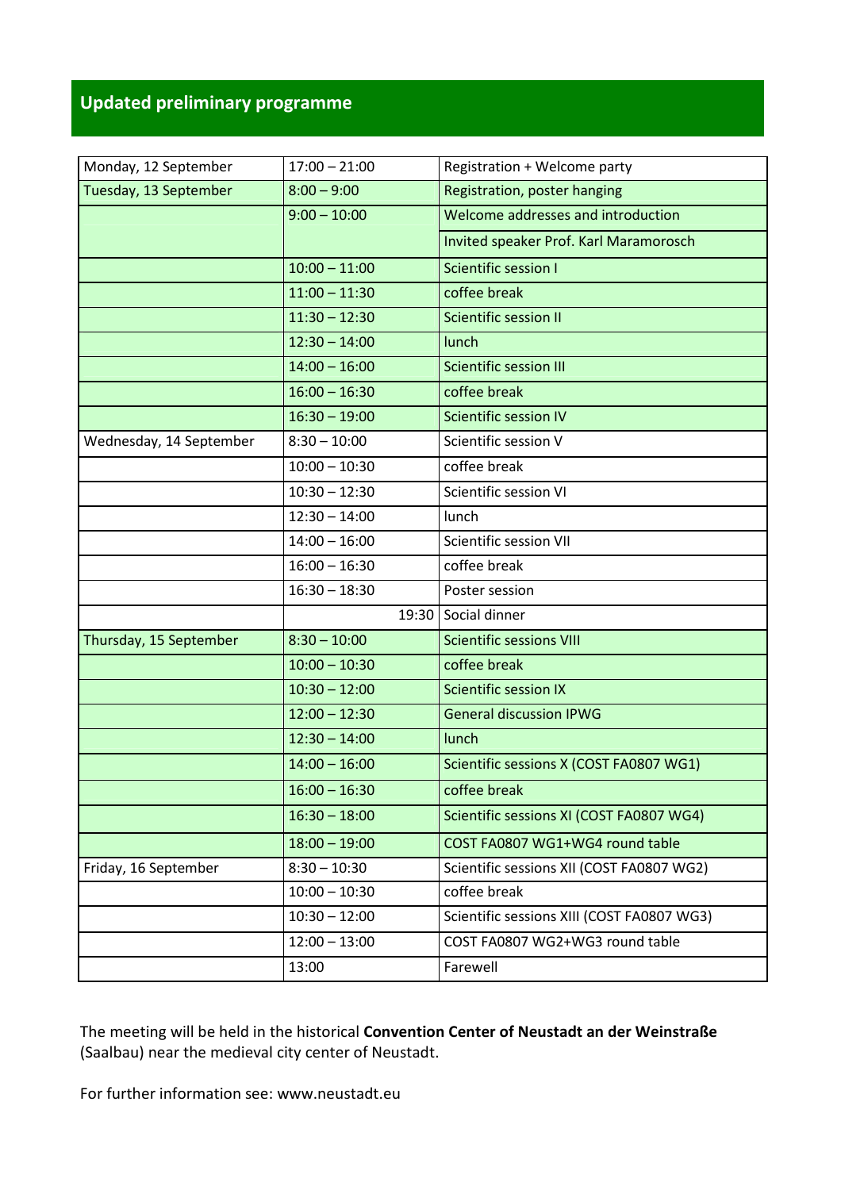## Updated preliminary programme

| | | |
|---|---|---|
| Monday, 12 September | 17:00 – 21:00 | Registration + Welcome party |
| Tuesday, 13 September | 8:00 – 9:00 | Registration, poster hanging |
| | 9:00 – 10:00 | Welcome addresses and introduction |
| | | Invited speaker Prof. Karl Maramorosch |
| | 10:00 – 11:00 | Scientific session I |
| | 11:00 – 11:30 | coffee break |
| | 11:30 – 12:30 | Scientific session II |
| | 12:30 – 14:00 | lunch |
| | 14:00 – 16:00 | Scientific session III |
| | 16:00 – 16:30 | coffee break |
| | 16:30 – 19:00 | Scientific session IV |
| Wednesday, 14 September | 8:30 – 10:00 | Scientific session V |
| | 10:00 – 10:30 | coffee break |
| | 10:30 – 12:30 | Scientific session VI |
| | 12:30 – 14:00 | lunch |
| | 14:00 – 16:00 | Scientific session VII |
| | 16:00 – 16:30 | coffee break |
| | 16:30 – 18:30 | Poster session |
| | 19:30 | Social dinner |
| Thursday, 15 September | 8:30 – 10:00 | Scientific sessions VIII |
| | 10:00 – 10:30 | coffee break |
| | 10:30 – 12:00 | Scientific session IX |
| | 12:00 – 12:30 | General discussion IPWG |
| | 12:30 – 14:00 | lunch |
| | 14:00 – 16:00 | Scientific sessions X (COST FA0807 WG1) |
| | 16:00 – 16:30 | coffee break |
| | 16:30 – 18:00 | Scientific sessions XI (COST FA0807 WG4) |
| | 18:00 – 19:00 | COST FA0807 WG1+WG4 round table |
| Friday, 16 September | 8:30 – 10:30 | Scientific sessions XII (COST FA0807 WG2) |
| | 10:00 – 10:30 | coffee break |
| | 10:30 – 12:00 | Scientific sessions XIII (COST FA0807 WG3) |
| | 12:00 – 13:00 | COST FA0807 WG2+WG3 round table |
| | 13:00 | Farewell |

The meeting will be held in the historical **Convention Center of Neustadt an der Weinstraße** (Saalbau) near the medieval city center of Neustadt.

For further information see: www.neustadt.eu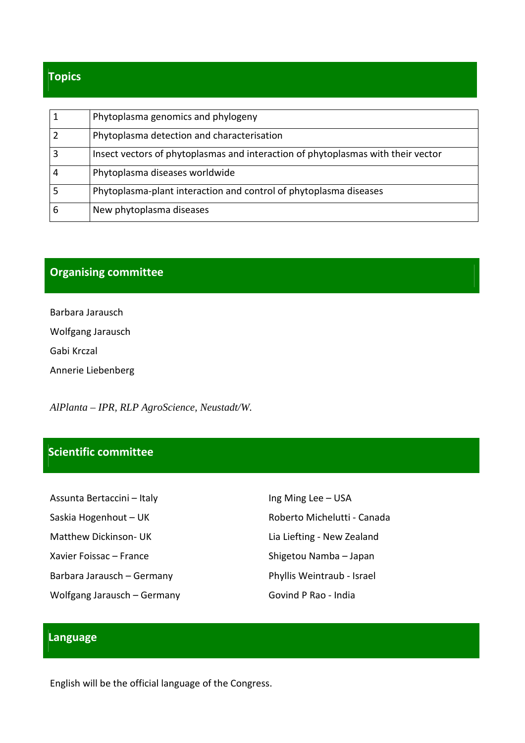## Topics

| | |
|---|---|
| 1 | Phytoplasma genomics and phylogeny |
| 2 | Phytoplasma detection and characterisation |
| 3 | Insect vectors of phytoplasmas and interaction of phytoplasmas with their vector |
| 4 | Phytoplasma diseases worldwide |
| 5 | Phytoplasma-plant interaction and control of phytoplasma diseases |
| 6 | New phytoplasma diseases |

## Organising committee

Barbara Jarausch

Wolfgang Jarausch

Gabi Krczal

Annerie Liebenberg

*AlPlanta – IPR, RLP AgroScience, Neustadt/W.*

## Scientific committee

Assunta Bertaccini – Italy

Saskia Hogenhout – UK

Matthew Dickinson- UK

Xavier Foissac – France

Barbara Jarausch – Germany

Wolfgang Jarausch – Germany

Ing Ming Lee – USA

Roberto Michelutti - Canada

Lia Liefting - New Zealand

Shigetou Namba – Japan

Phyllis Weintraub - Israel

Govind P Rao - India

## Language

English will be the official language of the Congress.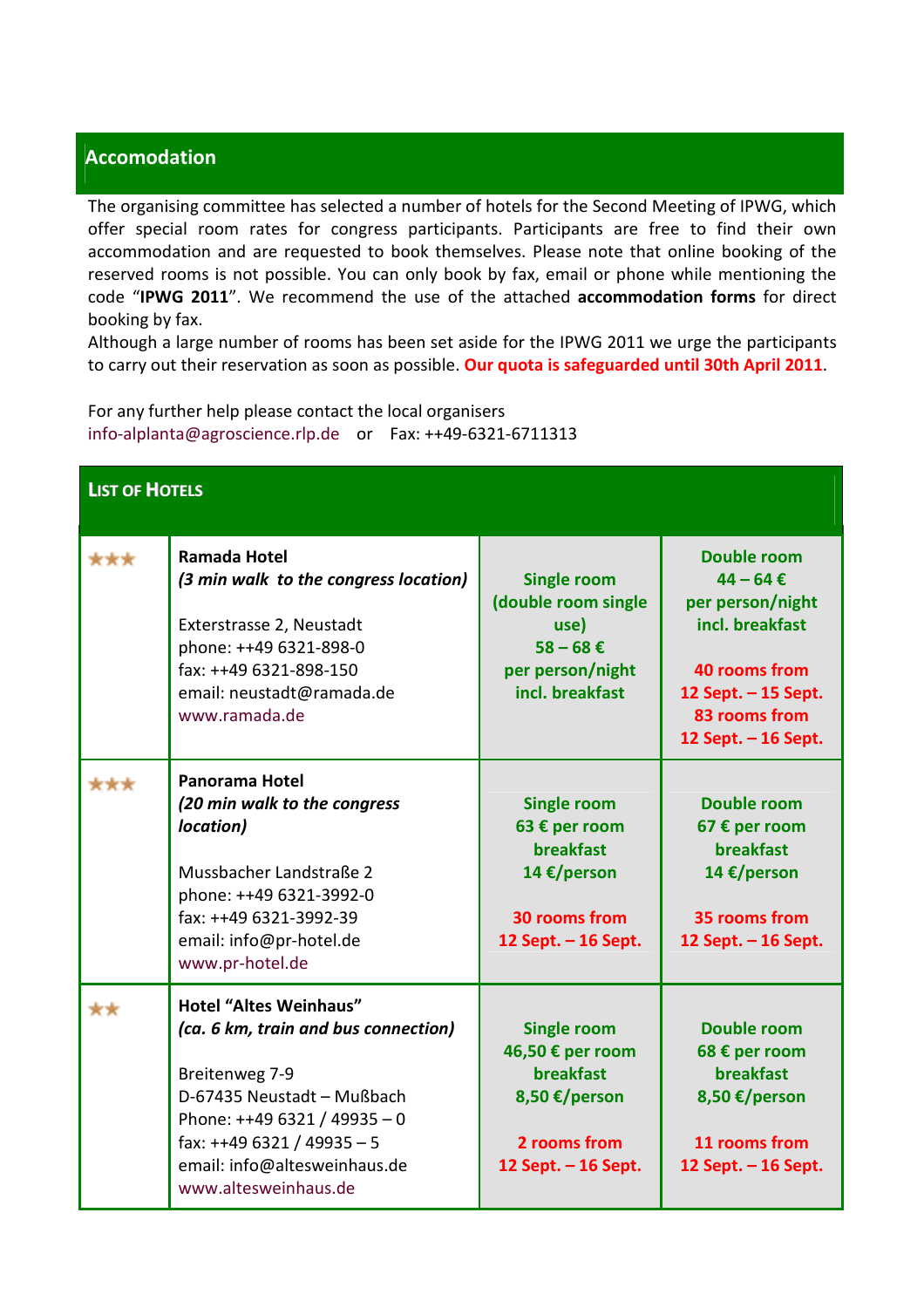## Accomodation

The organising committee has selected a number of hotels for the Second Meeting of IPWG, which offer special room rates for congress participants. Participants are free to find their own accommodation and are requested to book themselves. Please note that online booking of the reserved rooms is not possible. You can only book by fax, email or phone while mentioning the code "**IPWG 2011**". We recommend the use of the attached **accommodation forms** for direct booking by fax.

Although a large number of rooms has been set aside for the IPWG 2011 we urge the participants to carry out their reservation as soon as possible. **Our quota is safeguarded until 30th April 2011**.

For any further help please contact the local organisers
info-alplanta@agroscience.rlp.de or Fax: ++49-6321-6711313

## List of Hotels

| | | | |
|---|---|---|---|
| ★★★ | **Ramada Hotel**<br>***(3 min walk to the congress location)***<br><br>Exterstrasse 2, Neustadt<br>phone: ++49 6321-898-0<br>fax: ++49 6321-898-150<br>email: neustadt@ramada.de<br>www.ramada.de | **Single room (double room single use) 58 – 68 € per person/night incl. breakfast** | **Double room 44 – 64 € per person/night incl. breakfast**<br><br>**40 rooms from 12 Sept. – 15 Sept.**<br>**83 rooms from 12 Sept. – 16 Sept.** |
| ★★★ | **Panorama Hotel**<br>***(20 min walk to the congress location)***<br><br>Mussbacher Landstraße 2<br>phone: ++49 6321-3992-0<br>fax: ++49 6321-3992-39<br>email: info@pr-hotel.de<br>www.pr-hotel.de | **Single room 63 € per room breakfast 14 €/person**<br><br>**30 rooms from 12 Sept. – 16 Sept.** | **Double room 67 € per room breakfast 14 €/person**<br><br>**35 rooms from 12 Sept. – 16 Sept.** |
| ★★ | **Hotel "Altes Weinhaus"**<br>***(ca. 6 km, train and bus connection)***<br><br>Breitenweg 7-9<br>D-67435 Neustadt – Mußbach<br>Phone: ++49 6321 / 49935 – 0<br>fax: ++49 6321 / 49935 – 5<br>email: info@altesweinhaus.de<br>www.altesweinhaus.de | **Single room 46,50 € per room breakfast 8,50 €/person**<br><br>**2 rooms from 12 Sept. – 16 Sept.** | **Double room 68 € per room breakfast 8,50 €/person**<br><br>**11 rooms from 12 Sept. – 16 Sept.** |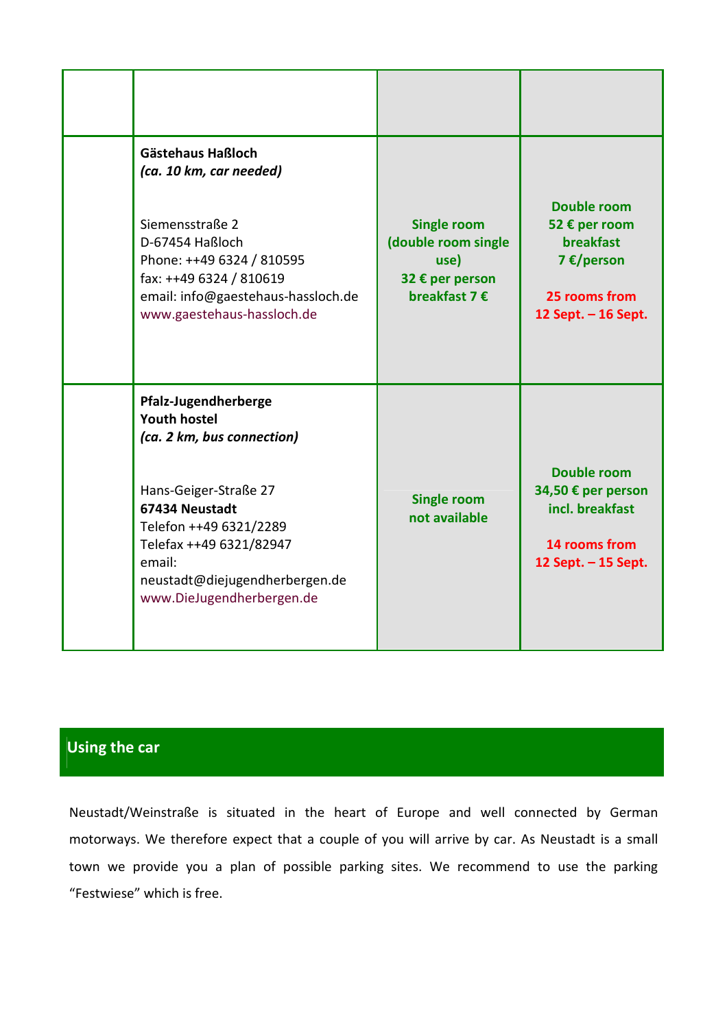| | | | |
|---|---|---|---|
| | **Gästehaus Haßloch**<br>***(ca. 10 km, car needed)***<br><br>Siemensstraße 2<br>D-67454 Haßloch<br>Phone: ++49 6324 / 810595<br>fax: ++49 6324 / 810619<br>email: info@gaestehaus-hassloch.de<br>www.gaestehaus-hassloch.de | **Single room (double room single use)**<br>**32 € per person breakfast 7 €** | **Double room**<br>**52 € per room breakfast 7 €/person**<br><br>**25 rooms from 12 Sept. – 16 Sept.** |
| | **Pfalz-Jugendherberge**<br>**Youth hostel**<br>***(ca. 2 km, bus connection)***<br><br>Hans-Geiger-Straße 27<br>**67434 Neustadt**<br>Telefon ++49 6321/2289<br>Telefax ++49 6321/82947<br>email:<br>neustadt@diejugendherbergen.de<br>www.DieJugendherbergen.de | **Single room not available** | **Double room**<br>**34,50 € per person incl. breakfast**<br><br>**14 rooms from 12 Sept. – 15 Sept.** |

## Using the car

Neustadt/Weinstraße is situated in the heart of Europe and well connected by German motorways. We therefore expect that a couple of you will arrive by car. As Neustadt is a small town we provide you a plan of possible parking sites. We recommend to use the parking "Festwiese" which is free.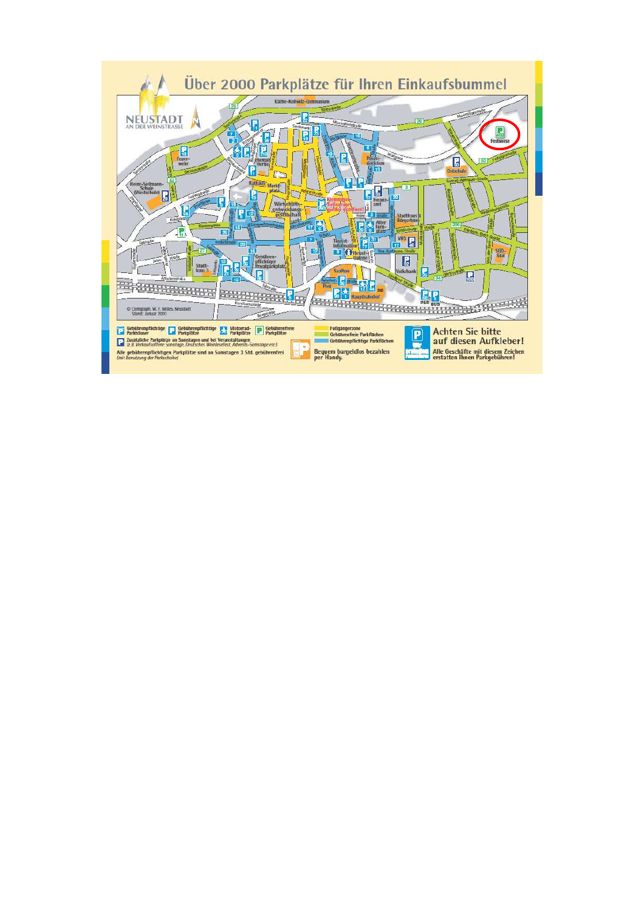# Über 2000 Parkplätze für Ihren Einkaufsbummel

NEUSTADT AN DER WEINSTRASSE

© Comgraph, W. F. Nilles, Neustadt
Stand: Januar 2016

- Gebührenpflichtige Parkhäuser
- Gebührenpflichtige Parkplätze
- Motorrad-Parkplätze
- Gebührenfreie Parkplätze
- Zusätzliche Parkplätze an Samstagen und bei Veranstaltungen (z.B. Verkaufsoffene Sonntage, Deutsches Weinlesefest, Advents-Samstage etc.)

Alle gebührenpflichtigen Parkplätze sind an Samstagen 3 Std. gebührenfrei (mit Benutzung der Parkscheibe)

- Fußgängerzone
- Gebührenfreie Parkflächen
- Gebührenpflichtige Parkflächen

Bequem bargeldlos bezahlen per Handy.

**Achten Sie bitte auf diesen Aufkleber!**

Alle Geschäfte mit diesem Zeichen erstatten Ihnen Parkgebühren!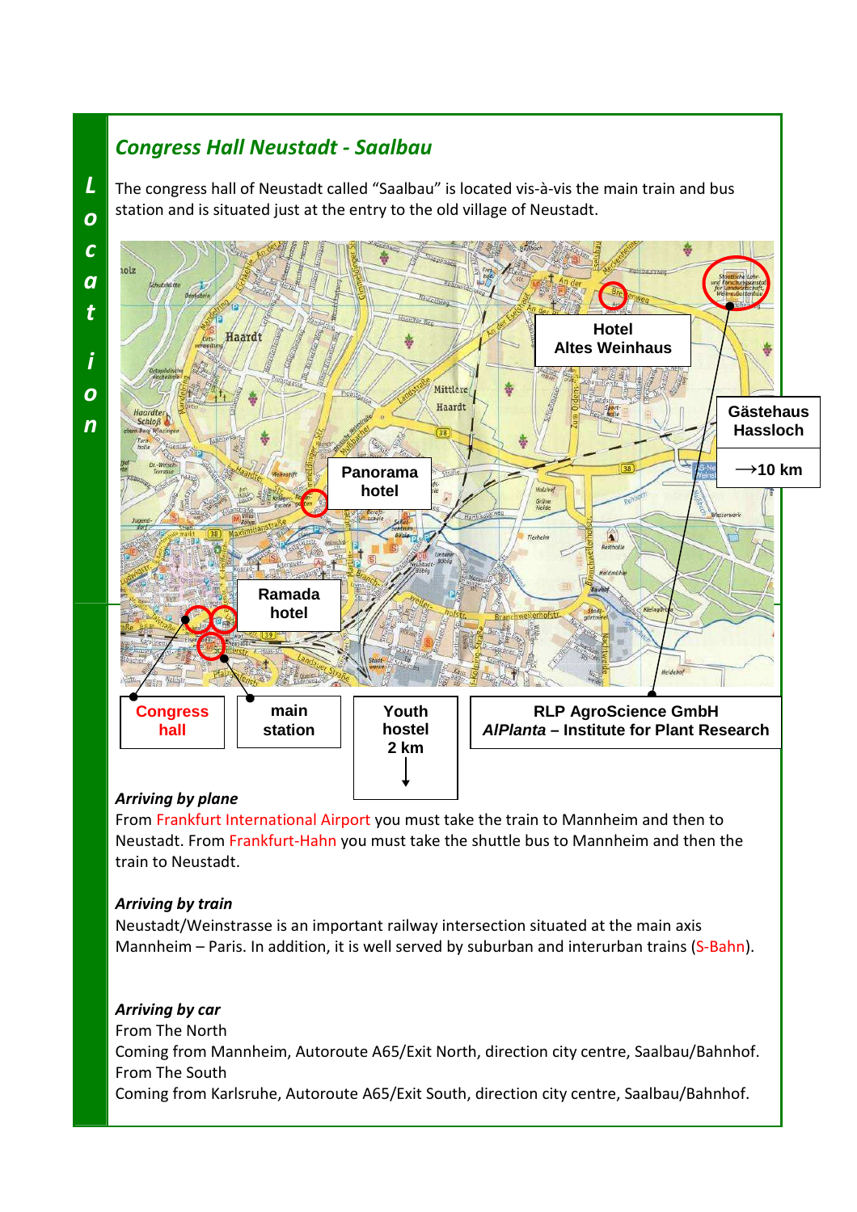## Congress Hall Neustadt - Saalbau

The congress hall of Neustadt called "Saalbau" is located vis-à-vis the main train and bus station and is situated just at the entry to the old village of Neustadt.

Hotel Altes Weinhaus

Gästehaus Hassloch

→10 km

Panorama hotel

Ramada hotel

Congress hall

main station

Youth hostel 2 km

RLP AgroScience GmbH *AlPlanta* – Institute for Plant Research

***Arriving by plane***

From Frankfurt International Airport you must take the train to Mannheim and then to Neustadt. From Frankfurt-Hahn you must take the shuttle bus to Mannheim and then the train to Neustadt.

***Arriving by train***

Neustadt/Weinstrasse is an important railway intersection situated at the main axis Mannheim – Paris. In addition, it is well served by suburban and interurban trains (S-Bahn).

***Arriving by car***

From The North

Coming from Mannheim, Autoroute A65/Exit North, direction city centre, Saalbau/Bahnhof.

From The South

Coming from Karlsruhe, Autoroute A65/Exit South, direction city centre, Saalbau/Bahnhof.